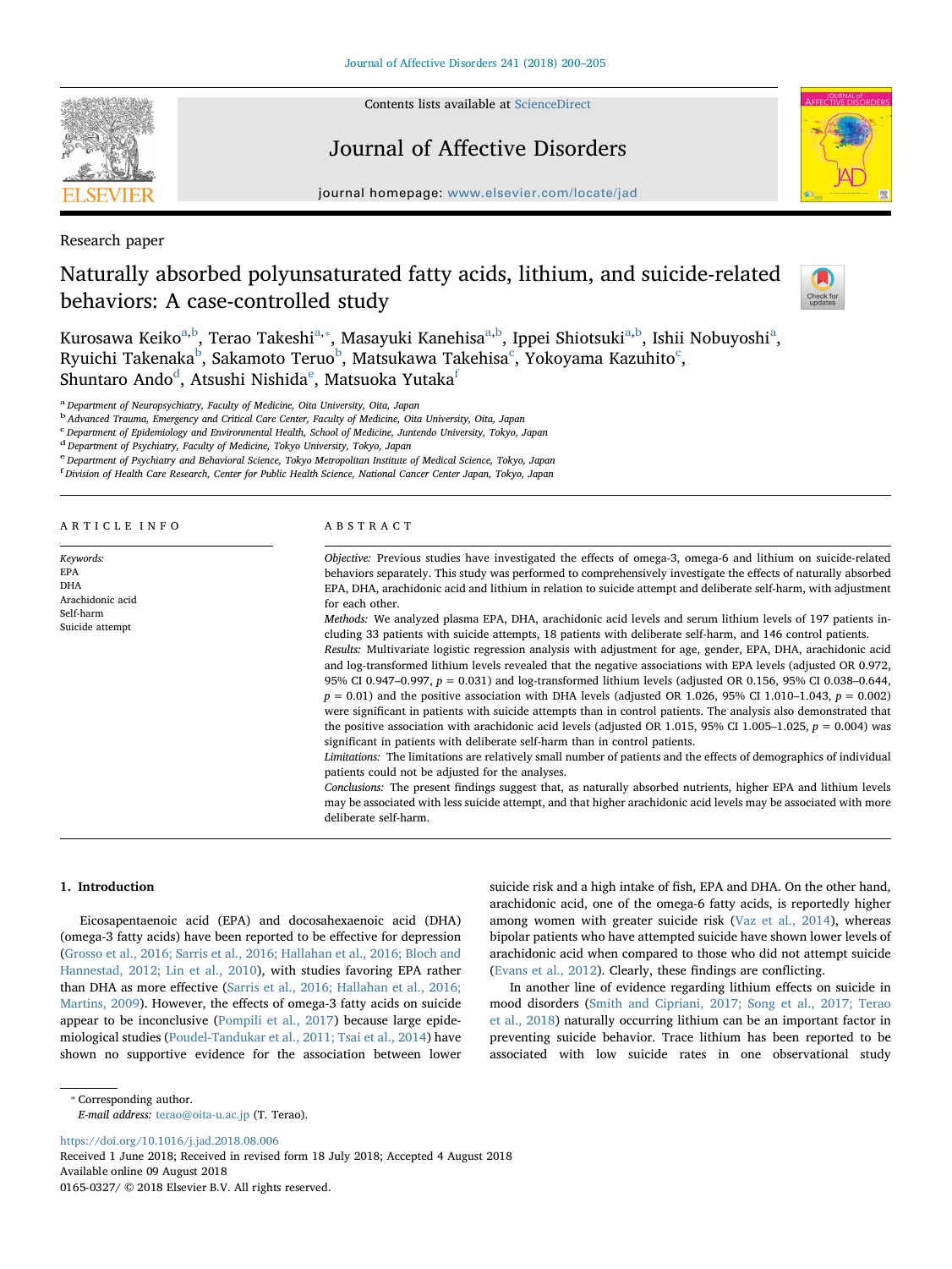Research paper

# Naturally absorbed polyunsaturated fatty acids, lithium, and suicide-related behaviors: A case-controlled study

Kurosawa Keiko[a,b], Terao Takeshi[a,*], Masayuki Kanehisa[a,b], Ippei Shiotsuki[a,b], Ishii Nobuyoshi[a], Ryuichi Takenaka[b], Sakamoto Teruo[b], Matsukawa Takehisa[c], Yokoyama Kazuhito[c], Shuntaro Ando[d], Atsushi Nishida[e], Matsuoka Yutaka[f]

[a] Department of Neuropsychiatry, Faculty of Medicine, Oita University, Oita, Japan
[b] Advanced Trauma, Emergency and Critical Care Center, Faculty of Medicine, Oita University, Oita, Japan
[c] Department of Epidemiology and Environmental Health, School of Medicine, Juntendo University, Tokyo, Japan
[d] Department of Psychiatry, Faculty of Medicine, Tokyo University, Tokyo, Japan
[e] Department of Psychiatry and Behavioral Science, Tokyo Metropolitan Institute of Medical Science, Tokyo, Japan
[f] Division of Health Care Research, Center for Public Health Science, National Cancer Center Japan, Tokyo, Japan

## ARTICLE INFO

*Keywords:*
EPA
DHA
Arachidonic acid
Self-harm
Suicide attempt

## ABSTRACT

*Objective:* Previous studies have investigated the effects of omega-3, omega-6 and lithium on suicide-related behaviors separately. This study was performed to comprehensively investigate the effects of naturally absorbed EPA, DHA, arachidonic acid and lithium in relation to suicide attempt and deliberate self-harm, with adjustment for each other.

*Methods:* We analyzed plasma EPA, DHA, arachidonic acid levels and serum lithium levels of 197 patients including 33 patients with suicide attempts, 18 patients with deliberate self-harm, and 146 control patients.

*Results:* Multivariate logistic regression analysis with adjustment for age, gender, EPA, DHA, arachidonic acid and log-transformed lithium levels revealed that the negative associations with EPA levels (adjusted OR 0.972, 95% CI 0.947–0.997, $p = 0.031$) and log-transformed lithium levels (adjusted OR 0.156, 95% CI 0.038–0.644, $p = 0.01$) and the positive association with DHA levels (adjusted OR 1.026, 95% CI 1.010–1.043, $p = 0.002$) were significant in patients with suicide attempts than in control patients. The analysis also demonstrated that the positive association with arachidonic acid levels (adjusted OR 1.015, 95% CI 1.005–1.025, $p = 0.004$) was significant in patients with deliberate self-harm than in control patients.

*Limitations:* The limitations are relatively small number of patients and the effects of demographics of individual patients could not be adjusted for the analyses.

*Conclusions:* The present findings suggest that, as naturally absorbed nutrients, higher EPA and lithium levels may be associated with less suicide attempt, and that higher arachidonic acid levels may be associated with more deliberate self-harm.

## 1. Introduction

Eicosapentaenoic acid (EPA) and docosahexaenoic acid (DHA) (omega-3 fatty acids) have been reported to be effective for depression (Grosso et al., 2016; Sarris et al., 2016; Hallahan et al., 2016; Bloch and Hannestad, 2012; Lin et al., 2010), with studies favoring EPA rather than DHA as more effective (Sarris et al., 2016; Hallahan et al., 2016; Martins, 2009). However, the effects of omega-3 fatty acids on suicide appear to be inconclusive (Pompili et al., 2017) because large epidemiological studies (Poudel-Tandukar et al., 2011; Tsai et al., 2014) have shown no supportive evidence for the association between lower suicide risk and a high intake of fish, EPA and DHA. On the other hand, arachidonic acid, one of the omega-6 fatty acids, is reportedly higher among women with greater suicide risk (Vaz et al., 2014), whereas bipolar patients who have attempted suicide have shown lower levels of arachidonic acid when compared to those who did not attempt suicide (Evans et al., 2012). Clearly, these findings are conflicting.

In another line of evidence regarding lithium effects on suicide in mood disorders (Smith and Cipriani, 2017; Song et al., 2017; Terao et al., 2018) naturally occurring lithium can be an important factor in preventing suicide behavior. Trace lithium has been reported to be associated with low suicide rates in one observational study

* Corresponding author.
*E-mail address:* terao@oita-u.ac.jp (T. Terao).

https://doi.org/10.1016/j.jad.2018.08.006
Received 1 June 2018; Received in revised form 18 July 2018; Accepted 4 August 2018
Available online 09 August 2018
0165-0327/ © 2018 Elsevier B.V. All rights reserved.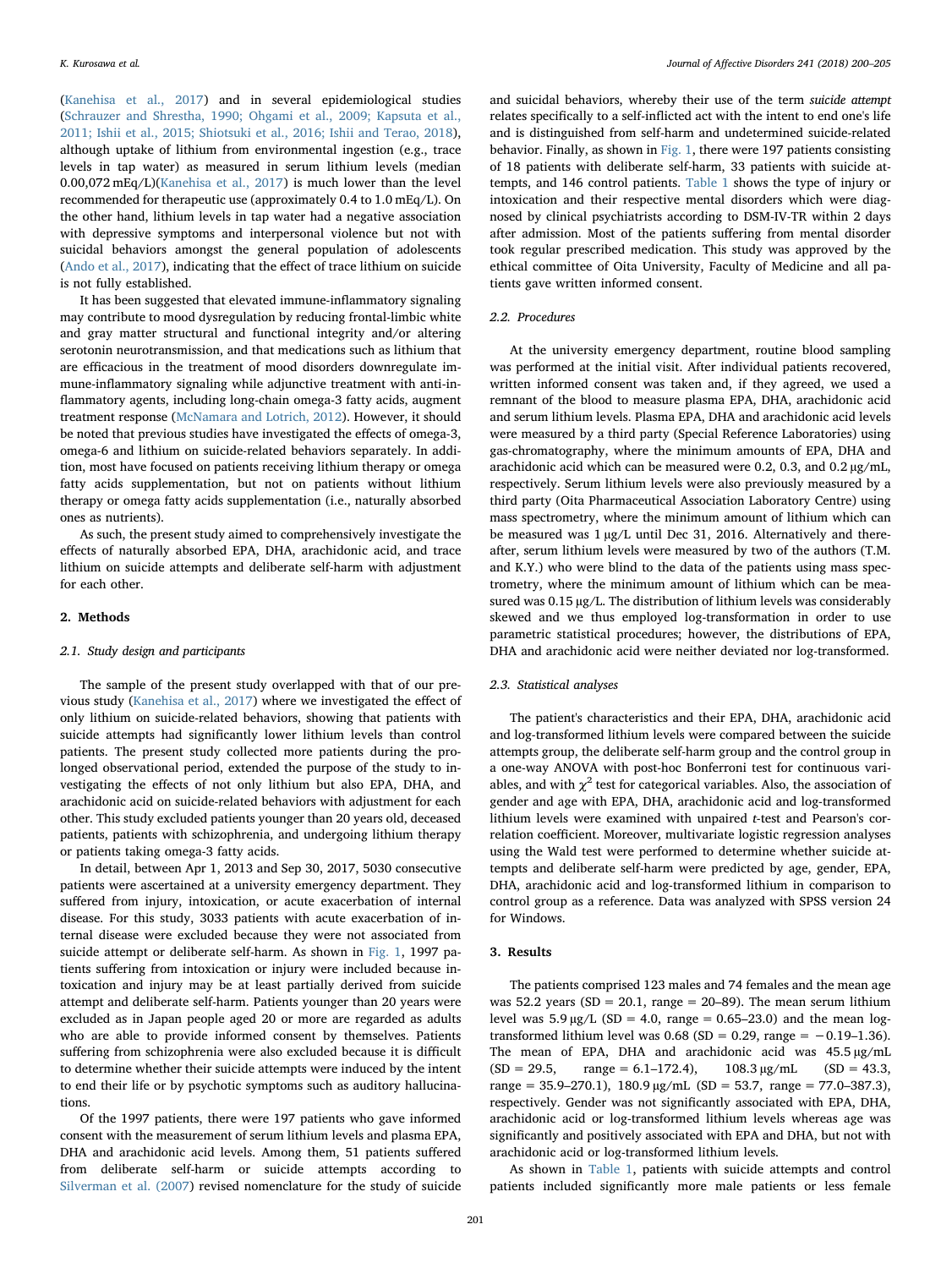(Kanehisa et al., 2017) and in several epidemiological studies (Schrauzer and Shrestha, 1990; Ohgami et al., 2009; Kapsuta et al., 2011; Ishii et al., 2015; Shiotsuki et al., 2016; Ishii and Terao, 2018), although uptake of lithium from environmental ingestion (e.g., trace levels in tap water) as measured in serum lithium levels (median 0.00,072 mEq/L)(Kanehisa et al., 2017) is much lower than the level recommended for therapeutic use (approximately 0.4 to 1.0 mEq/L). On the other hand, lithium levels in tap water had a negative association with depressive symptoms and interpersonal violence but not with suicidal behaviors amongst the general population of adolescents (Ando et al., 2017), indicating that the effect of trace lithium on suicide is not fully established.

It has been suggested that elevated immune-inflammatory signaling may contribute to mood dysregulation by reducing frontal-limbic white and gray matter structural and functional integrity and/or altering serotonin neurotransmission, and that medications such as lithium that are efficacious in the treatment of mood disorders downregulate immune-inflammatory signaling while adjunctive treatment with anti-inflammatory agents, including long-chain omega-3 fatty acids, augment treatment response (McNamara and Lotrich, 2012). However, it should be noted that previous studies have investigated the effects of omega-3, omega-6 and lithium on suicide-related behaviors separately. In addition, most have focused on patients receiving lithium therapy or omega fatty acids supplementation, but not on patients without lithium therapy or omega fatty acids supplementation (i.e., naturally absorbed ones as nutrients).

As such, the present study aimed to comprehensively investigate the effects of naturally absorbed EPA, DHA, arachidonic acid, and trace lithium on suicide attempts and deliberate self-harm with adjustment for each other.

## 2. Methods

### 2.1. Study design and participants

The sample of the present study overlapped with that of our previous study (Kanehisa et al., 2017) where we investigated the effect of only lithium on suicide-related behaviors, showing that patients with suicide attempts had significantly lower lithium levels than control patients. The present study collected more patients during the prolonged observational period, extended the purpose of the study to investigating the effects of not only lithium but also EPA, DHA, and arachidonic acid on suicide-related behaviors with adjustment for each other. This study excluded patients younger than 20 years old, deceased patients, patients with schizophrenia, and undergoing lithium therapy or patients taking omega-3 fatty acids.

In detail, between Apr 1, 2013 and Sep 30, 2017, 5030 consecutive patients were ascertained at a university emergency department. They suffered from injury, intoxication, or acute exacerbation of internal disease. For this study, 3033 patients with acute exacerbation of internal disease were excluded because they were not associated from suicide attempt or deliberate self-harm. As shown in Fig. 1, 1997 patients suffering from intoxication or injury were included because intoxication and injury may be at least partially derived from suicide attempt and deliberate self-harm. Patients younger than 20 years were excluded as in Japan people aged 20 or more are regarded as adults who are able to provide informed consent by themselves. Patients suffering from schizophrenia were also excluded because it is difficult to determine whether their suicide attempts were induced by the intent to end their life or by psychotic symptoms such as auditory hallucinations.

Of the 1997 patients, there were 197 patients who gave informed consent with the measurement of serum lithium levels and plasma EPA, DHA and arachidonic acid levels. Among them, 51 patients suffered from deliberate self-harm or suicide attempts according to Silverman et al. (2007) revised nomenclature for the study of suicide and suicidal behaviors, whereby their use of the term *suicide attempt* relates specifically to a self-inflicted act with the intent to end one's life and is distinguished from self-harm and undetermined suicide-related behavior. Finally, as shown in Fig. 1, there were 197 patients consisting of 18 patients with deliberate self-harm, 33 patients with suicide attempts, and 146 control patients. Table 1 shows the type of injury or intoxication and their respective mental disorders which were diagnosed by clinical psychiatrists according to DSM-IV-TR within 2 days after admission. Most of the patients suffering from mental disorder took regular prescribed medication. This study was approved by the ethical committee of Oita University, Faculty of Medicine and all patients gave written informed consent.

### 2.2. Procedures

At the university emergency department, routine blood sampling was performed at the initial visit. After individual patients recovered, written informed consent was taken and, if they agreed, we used a remnant of the blood to measure plasma EPA, DHA, arachidonic acid and serum lithium levels. Plasma EPA, DHA and arachidonic acid levels were measured by a third party (Special Reference Laboratories) using gas-chromatography, where the minimum amounts of EPA, DHA and arachidonic acid which can be measured were 0.2, 0.3, and 0.2 μg/mL, respectively. Serum lithium levels were also previously measured by a third party (Oita Pharmaceutical Association Laboratory Centre) using mass spectrometry, where the minimum amount of lithium which can be measured was 1 μg/L until Dec 31, 2016. Alternatively and thereafter, serum lithium levels were measured by two of the authors (T.M. and K.Y.) who were blind to the data of the patients using mass spectrometry, where the minimum amount of lithium which can be measured was 0.15 μg/L. The distribution of lithium levels was considerably skewed and we thus employed log-transformation in order to use parametric statistical procedures; however, the distributions of EPA, DHA and arachidonic acid were neither deviated nor log-transformed.

### 2.3. Statistical analyses

The patient's characteristics and their EPA, DHA, arachidonic acid and log-transformed lithium levels were compared between the suicide attempts group, the deliberate self-harm group and the control group in a one-way ANOVA with post-hoc Bonferroni test for continuous variables, and with $\chi^2$ test for categorical variables. Also, the association of gender and age with EPA, DHA, arachidonic acid and log-transformed lithium levels were examined with unpaired $t$-test and Pearson's correlation coefficient. Moreover, multivariate logistic regression analyses using the Wald test were performed to determine whether suicide attempts and deliberate self-harm were predicted by age, gender, EPA, DHA, arachidonic acid and log-transformed lithium in comparison to control group as a reference. Data was analyzed with SPSS version 24 for Windows.

## 3. Results

The patients comprised 123 males and 74 females and the mean age was 52.2 years (SD = 20.1, range = 20–89). The mean serum lithium level was 5.9 μg/L (SD = 4.0, range = 0.65–23.0) and the mean log-transformed lithium level was 0.68 (SD = 0.29, range = −0.19–1.36). The mean of EPA, DHA and arachidonic acid was 45.5 μg/mL (SD = 29.5, range = 6.1–172.4), 108.3 μg/mL (SD = 43.3, range = 35.9–270.1), 180.9 μg/mL (SD = 53.7, range = 77.0–387.3), respectively. Gender was not significantly associated with EPA, DHA, arachidonic acid or log-transformed lithium levels whereas age was significantly and positively associated with EPA and DHA, but not with arachidonic acid or log-transformed lithium levels.

As shown in Table 1, patients with suicide attempts and control patients included significantly more male patients or less female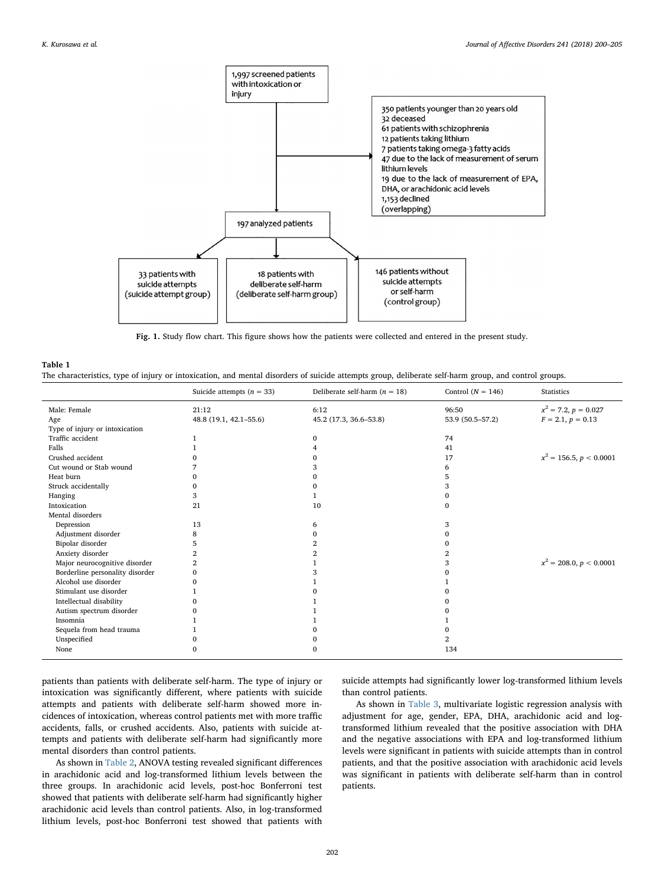1,997 screened patients with intoxication or injury

350 patients younger than 20 years old
32 deceased
61 patients with schizophrenia
12 patients taking lithium
7 patients taking omega-3 fatty acids
47 due to the lack of measurement of serum lithium levels
19 due to the lack of measurement of EPA, DHA, or arachidonic acid levels
1,153 declined
(overlapping)

197 analyzed patients

33 patients with suicide attempts (suicide attempt group)

18 patients with deliberate self-harm (deliberate self-harm group)

146 patients without suicide attempts or self-harm (control group)

**Fig. 1.** Study flow chart. This figure shows how the patients were collected and entered in the present study.

**Table 1**
The characteristics, type of injury or intoxication, and mental disorders of suicide attempts group, deliberate self-harm group, and control groups.

| | Suicide attempts ($n = 33$) | Deliberate self-harm ($n = 18$) | Control ($N = 146$) | Statistics |
|---|---|---|---|---|
| Male: Female | 21:12 | 6:12 | 96:50 | $x^2 = 7.2$, $p = 0.027$ |
| Age | 48.8 (19.1, 42.1–55.6) | 45.2 (17.3, 36.6–53.8) | 53.9 (50.5–57.2) | $F = 2.1$, $p = 0.13$ |
| Type of injury or intoxication | | | | |
| Traffic accident | 1 | 0 | 74 | |
| Falls | 1 | 4 | 41 | |
| Crushed accident | 0 | 0 | 17 | $x^2 = 156.5$, $p < 0.0001$ |
| Cut wound or Stab wound | 7 | 3 | 6 | |
| Heat burn | 0 | 0 | 5 | |
| Struck accidentally | 0 | 0 | 3 | |
| Hanging | 3 | 1 | 0 | |
| Intoxication | 21 | 10 | 0 | |
| Mental disorders | | | | |
| Depression | 13 | 6 | 3 | |
| Adjustment disorder | 8 | 0 | 0 | |
| Bipolar disorder | 5 | 2 | 0 | |
| Anxiety disorder | 2 | 2 | 2 | |
| Major neurocognitive disorder | 2 | 1 | 3 | $x^2 = 208.0$, $p < 0.0001$ |
| Borderline personality disorder | 0 | 3 | 0 | |
| Alcohol use disorder | 0 | 1 | 1 | |
| Stimulant use disorder | 1 | 0 | 0 | |
| Intellectual disability | 0 | 1 | 0 | |
| Autism spectrum disorder | 0 | 1 | 0 | |
| Insomnia | 1 | 1 | 1 | |
| Sequela from head trauma | 1 | 0 | 0 | |
| Unspecified | 0 | 0 | 2 | |
| None | 0 | 0 | 134 | |

patients than patients with deliberate self-harm. The type of injury or intoxication was significantly different, where patients with suicide attempts and patients with deliberate self-harm showed more incidences of intoxication, whereas control patients met with more traffic accidents, falls, or crushed accidents. Also, patients with suicide attempts and patients with deliberate self-harm had significantly more mental disorders than control patients.

As shown in Table 2, ANOVA testing revealed significant differences in arachidonic acid and log-transformed lithium levels between the three groups. In arachidonic acid levels, post-hoc Bonferroni test showed that patients with deliberate self-harm had significantly higher arachidonic acid levels than control patients. Also, in log-transformed lithium levels, post-hoc Bonferroni test showed that patients with suicide attempts had significantly lower log-transformed lithium levels than control patients.

As shown in Table 3, multivariate logistic regression analysis with adjustment for age, gender, EPA, DHA, arachidonic acid and log-transformed lithium revealed that the positive association with DHA and the negative associations with EPA and log-transformed lithium levels were significant in patients with suicide attempts than in control patients, and that the positive association with arachidonic acid levels was significant in patients with deliberate self-harm than in control patients.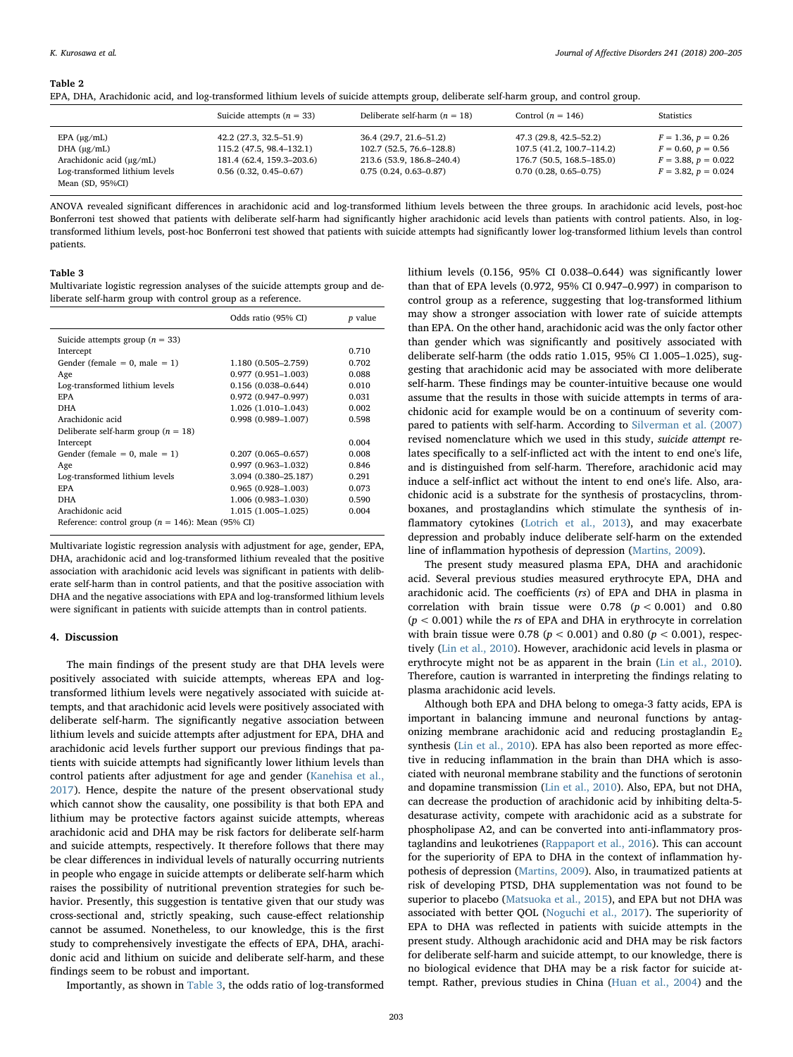**Table 2**
EPA, DHA, Arachidonic acid, and log-transformed lithium levels of suicide attempts group, deliberate self-harm group, and control group.

| | Suicide attempts ($n = 33$) | Deliberate self-harm ($n = 18$) | Control ($n = 146$) | Statistics |
|---|---|---|---|---|
| EPA (μg/mL) | 42.2 (27.3, 32.5–51.9) | 36.4 (29.7, 21.6–51.2) | 47.3 (29.8, 42.5–52.2) | $F = 1.36$, $p = 0.26$ |
| DHA (μg/mL) | 115.2 (47.5, 98.4–132.1) | 102.7 (52.5, 76.6–128.8) | 107.5 (41.2, 100.7–114.2) | $F = 0.60$, $p = 0.56$ |
| Arachidonic acid (μg/mL) | 181.4 (62.4, 159.3–203.6) | 213.6 (53.9, 186.8–240.4) | 176.7 (50.5, 168.5–185.0) | $F = 3.88$, $p = 0.022$ |
| Log-transformed lithium levels | 0.56 (0.32, 0.45–0.67) | 0.75 (0.24, 0.63–0.87) | 0.70 (0.28, 0.65–0.75) | $F = 3.82$, $p = 0.024$ |
| Mean (SD, 95%CI) | | | | |

ANOVA revealed significant differences in arachidonic acid and log-transformed lithium levels between the three groups. In arachidonic acid levels, post-hoc Bonferroni test showed that patients with deliberate self-harm had significantly higher arachidonic acid levels than patients with control patients. Also, in log-transformed lithium levels, post-hoc Bonferroni test showed that patients with suicide attempts had significantly lower log-transformed lithium levels than control patients.

**Table 3**
Multivariate logistic regression analyses of the suicide attempts group and deliberate self-harm group with control group as a reference.

| | Odds ratio (95% CI) | *p* value |
|---|---|---|
| Suicide attempts group ($n = 33$) | | |
| Intercept | | 0.710 |
| Gender (female = 0, male = 1) | 1.180 (0.505–2.759) | 0.702 |
| Age | 0.977 (0.951–1.003) | 0.088 |
| Log-transformed lithium levels | 0.156 (0.038–0.644) | 0.010 |
| EPA | 0.972 (0.947–0.997) | 0.031 |
| DHA | 1.026 (1.010–1.043) | 0.002 |
| Arachidonic acid | 0.998 (0.989–1.007) | 0.598 |
| Deliberate self-harm group ($n = 18$) | | |
| Intercept | | 0.004 |
| Gender (female = 0, male = 1) | 0.207 (0.065–0.657) | 0.008 |
| Age | 0.997 (0.963–1.032) | 0.846 |
| Log-transformed lithium levels | 3.094 (0.380–25.187) | 0.291 |
| EPA | 0.965 (0.928–1.003) | 0.073 |
| DHA | 1.006 (0.983–1.030) | 0.590 |
| Arachidonic acid | 1.015 (1.005–1.025) | 0.004 |
| Reference: control group ($n = 146$): Mean (95% CI) | | |

Multivariate logistic regression analysis with adjustment for age, gender, EPA, DHA, arachidonic acid and log-transformed lithium revealed that the positive association with arachidonic acid levels was significant in patients with deliberate self-harm than in control patients, and that the positive association with DHA and the negative associations with EPA and log-transformed lithium levels were significant in patients with suicide attempts than in control patients.

## 4. Discussion

The main findings of the present study are that DHA levels were positively associated with suicide attempts, whereas EPA and log-transformed lithium levels were negatively associated with suicide attempts, and that arachidonic acid levels were positively associated with deliberate self-harm. The significantly negative association between lithium levels and suicide attempts after adjustment for EPA, DHA and arachidonic acid levels further support our previous findings that patients with suicide attempts had significantly lower lithium levels than control patients after adjustment for age and gender (Kanehisa et al., 2017). Hence, despite the nature of the present observational study which cannot show the causality, one possibility is that both EPA and lithium may be protective factors against suicide attempts, whereas arachidonic acid and DHA may be risk factors for deliberate self-harm and suicide attempts, respectively. It therefore follows that there may be clear differences in individual levels of naturally occurring nutrients in people who engage in suicide attempts or deliberate self-harm which raises the possibility of nutritional prevention strategies for such behavior. Presently, this suggestion is tentative given that our study was cross-sectional and, strictly speaking, such cause-effect relationship cannot be assumed. Nonetheless, to our knowledge, this is the first study to comprehensively investigate the effects of EPA, DHA, arachidonic acid and lithium on suicide and deliberate self-harm, and these findings seem to be robust and important.

Importantly, as shown in Table 3, the odds ratio of log-transformed lithium levels (0.156, 95% CI 0.038–0.644) was significantly lower than that of EPA levels (0.972, 95% CI 0.947–0.997) in comparison to control group as a reference, suggesting that log-transformed lithium may show a stronger association with lower rate of suicide attempts than EPA. On the other hand, arachidonic acid was the only factor other than gender which was significantly and positively associated with deliberate self-harm (the odds ratio 1.015, 95% CI 1.005–1.025), suggesting that arachidonic acid may be associated with more deliberate self-harm. These findings may be counter-intuitive because one would assume that the results in those with suicide attempts in terms of arachidonic acid for example would be on a continuum of severity compared to patients with self-harm. According to Silverman et al. (2007) revised nomenclature which we used in this study, *suicide attempt* relates specifically to a self-inflicted act with the intent to end one's life, and is distinguished from self-harm. Therefore, arachidonic acid may induce a self-inflict act without the intent to end one's life. Also, arachidonic acid is a substrate for the synthesis of prostacyclins, thromboxanes, and prostaglandins which stimulate the synthesis of inflammatory cytokines (Lotrich et al., 2013), and may exacerbate depression and probably induce deliberate self-harm on the extended line of inflammation hypothesis of depression (Martins, 2009).

The present study measured plasma EPA, DHA and arachidonic acid. Several previous studies measured erythrocyte EPA, DHA and arachidonic acid. The coefficients (*rs*) of EPA and DHA in plasma in correlation with brain tissue were 0.78 ($p < 0.001$) and 0.80 ($p < 0.001$) while the *rs* of EPA and DHA in erythrocyte in correlation with brain tissue were 0.78 ($p < 0.001$) and 0.80 ($p < 0.001$), respectively (Lin et al., 2010). However, arachidonic acid levels in plasma or erythrocyte might not be as apparent in the brain (Lin et al., 2010). Therefore, caution is warranted in interpreting the findings relating to plasma arachidonic acid levels.

Although both EPA and DHA belong to omega-3 fatty acids, EPA is important in balancing immune and neuronal functions by antagonizing membrane arachidonic acid and reducing prostaglandin $E_2$ synthesis (Lin et al., 2010). EPA has also been reported as more effective in reducing inflammation in the brain than DHA which is associated with neuronal membrane stability and the functions of serotonin and dopamine transmission (Lin et al., 2010). Also, EPA, but not DHA, can decrease the production of arachidonic acid by inhibiting delta-5-desaturase activity, compete with arachidonic acid as a substrate for phospholipase A2, and can be converted into anti-inflammatory prostaglandins and leukotrienes (Rappaport et al., 2016). This can account for the superiority of EPA to DHA in the context of inflammation hypothesis of depression (Martins, 2009). Also, in traumatized patients at risk of developing PTSD, DHA supplementation was not found to be superior to placebo (Matsuoka et al., 2015), and EPA but not DHA was associated with better QOL (Noguchi et al., 2017). The superiority of EPA to DHA was reflected in patients with suicide attempts in the present study. Although arachidonic acid and DHA may be risk factors for deliberate self-harm and suicide attempt, to our knowledge, there is no biological evidence that DHA may be a risk factor for suicide attempt. Rather, previous studies in China (Huan et al., 2004) and the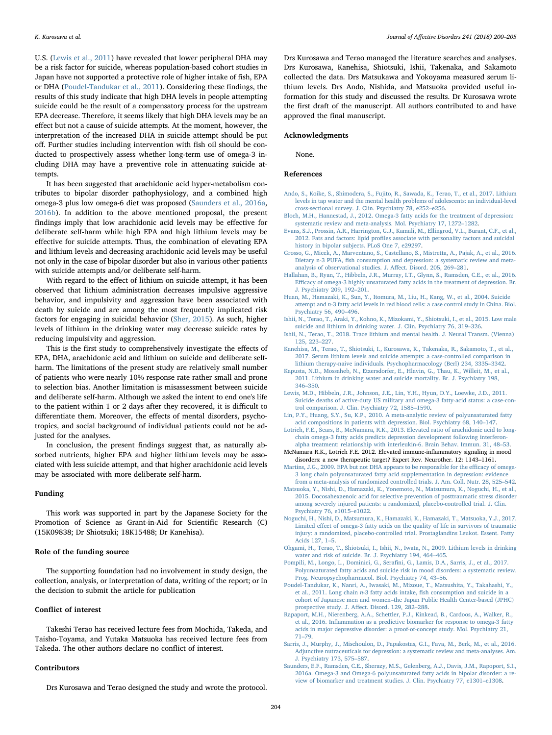U.S. (Lewis et al., 2011) have revealed that lower peripheral DHA may be a risk factor for suicide, whereas population-based cohort studies in Japan have not supported a protective role of higher intake of fish, EPA or DHA (Poudel-Tandukar et al., 2011). Considering these findings, the results of this study indicate that high DHA levels in people attempting suicide could be the result of a compensatory process for the upstream EPA decrease. Therefore, it seems likely that high DHA levels may be an effect but not a cause of suicide attempts. At the moment, however, the interpretation of the increased DHA in suicide attempt should be put off. Further studies including intervention with fish oil should be conducted to prospectively assess whether long-term use of omega-3 including DHA may have a preventive role in attenuating suicide attempts.

It has been suggested that arachidonic acid hyper-metabolism contributes to bipolar disorder pathophysiology, and a combined high omega-3 plus low omega-6 diet was proposed (Saunders et al., 2016a, 2016b). In addition to the above mentioned proposal, the present findings imply that low arachidonic acid levels may be effective for deliberate self-harm while high EPA and high lithium levels may be effective for suicide attempts. Thus, the combination of elevating EPA and lithium levels and decreasing arachidonic acid levels may be useful not only in the case of bipolar disorder but also in various other patients with suicide attempts and/or deliberate self-harm.

With regard to the effect of lithium on suicide attempt, it has been observed that lithium administration decreases impulsive aggressive behavior, and impulsivity and aggression have been associated with death by suicide and are among the most frequently implicated risk factors for engaging in suicidal behavior (Sher, 2015). As such, higher levels of lithium in the drinking water may decrease suicide rates by reducing impulsivity and aggression.

This is the first study to comprehensively investigate the effects of EPA, DHA, arachidonic acid and lithium on suicide and deliberate self-harm. The limitations of the present study are relatively small number of patients who were nearly 10% response rate rather small and prone to selection bias. Another limitation is misassessment between suicide and deliberate self-harm. Although we asked the intent to end one's life to the patient within 1 or 2 days after they recovered, it is difficult to differentiate them. Moreover, the effects of mental disorders, psychotropics, and social background of individual patients could not be adjusted for the analyses.

In conclusion, the present findings suggest that, as naturally absorbed nutrients, higher EPA and higher lithium levels may be associated with less suicide attempt, and that higher arachidonic acid levels may be associated with more deliberate self-harm.

## Funding

This work was supported in part by the Japanese Society for the Promotion of Science as Grant-in-Aid for Scientific Research (C) (15K09838; Dr Shiotsuki; 18K15488; Dr Kanehisa).

## Role of the funding source

The supporting foundation had no involvement in study design, the collection, analysis, or interpretation of data, writing of the report; or in the decision to submit the article for publication

## Conflict of interest

Takeshi Terao has received lecture fees from Mochida, Takeda, and Taisho-Toyama, and Yutaka Matsuoka has received lecture fees from Takeda. The other authors declare no conflict of interest.

## Contributors

Drs Kurosawa and Terao designed the study and wrote the protocol. Drs Kurosawa and Terao managed the literature searches and analyses. Drs Kurosawa, Kanehisa, Shiotsuki, Ishii, Takenaka, and Sakamoto collected the data. Drs Matsukawa and Yokoyama measured serum lithium levels. Drs Ando, Nishida, and Matsuoka provided useful information for this study and discussed the results. Dr Kurosawa wrote the first draft of the manuscript. All authors contributed to and have approved the final manuscript.

## Acknowledgments

None.

## References

Ando, S., Koike, S., Shimodera, S., Fujito, R., Sawada, K., Terao, T., et al., 2017. Lithium levels in tap water and the mental health problems of adolescents: an individual-level cross-sectional survey. J. Clin. Psychiatry 78, e252–e256.

Bloch, M.H., Hannestad, J., 2012. Omega-3 fatty acids for the treatment of depression: systematic review and meta-analysis. Mol. Psychiatry 17, 1272–1282.

Evans, S.J., Prossin, A.R., Harrington, G.J., Kamali, M., Ellingrod, V.L., Burant, C.F., et al., 2012. Fats and factors: lipid profiles associate with personality factors and suicidal history in bipolar subjects. PLoS One 7, e29297.

Grosso, G., Micek, A., Marventano, S., Castellano, S., Mistretta, A., Pajak, A., et al., 2016. Dietary n-3 PUFA, fish consumption and depression: a systematic review and meta-analysis of observational studies. J. Affect. Disord. 205, 269–281.

Hallahan, B., Ryan, T., Hibbeln, J.R., Murray, I.T., Glynn, S., Ramsden, C.E., et al., 2016. Efficacy of omega-3 highly unsaturated fatty acids in the treatment of depression. Br. J. Psychiatry 209, 192–201.

Huan, M., Hamazaki, K., Sun, Y., Itomura, M., Liu, H., Kang, W., et al., 2004. Suicide attempt and n-3 fatty acid levels in red blood cells: a case control study in China. Biol. Psychiatry 56, 490–496.

Ishii, N., Terao, T., Araki, Y., Kohno, K., Mizokami, Y., Shiotsuki, I., et al., 2015. Low male suicide and lithium in drinking water. J. Clin. Psychiatry 76, 319–326.

Ishii, N., Terao, T., 2018. Trace lithium and mental health. J. Neural Transm. (Vienna) 125, 223–227.

Kanehisa, M., Terao, T., Shiotsuki, I., Kurosawa, K., Takenaka, R., Sakamoto, T., et al., 2017. Serum lithium levels and suicide attempts: a case-controlled comparison in lithium therapy-naive individuals. Psychopharmacology (Berl) 234, 3335–3342.

Kapusta, N.D., Mossaheb, N., Etzersdorfer, E., Hlavin, G., Thau, K., Willeit, M., et al., 2011. Lithium in drinking water and suicide mortality. Br. J. Psychiatry 198, 346–350.

Lewis, M.D., Hibbeln, J.R., Johnson, J.E., Lin, Y.H., Hyun, D.Y., Loewke, J.D., 2011. Suicide deaths of active-duty US military and omega-3 fatty-acid status: a case-control comparison. J. Clin. Psychiatry 72, 1585–1590.

Lin, P.Y., Huang, S.Y., Su, K.P., 2010. A meta-analytic review of polyunsaturated fatty acid compositions in patients with depression. Biol. Psychiatry 68, 140–147.

Lotrich, F.E., Sears, B., McNamara, R.K., 2013. Elevated ratio of arachidonic acid to long-chain omega-3 fatty acids predicts depression development following interferon-alpha treatment: relationship with interleukin-6. Brain Behav. Immun. 31, 48–53.

McNamara R.K., Lotrich F.E. 2012. Elevated immune-inflammatory signaling in mood disorders: a new therapeutic target? Expert Rev. Neurother. 12: 1143–1161.

Martins, J.G., 2009. EPA but not DHA appears to be responsible for the efficacy of omega-3 long chain polyunsaturated fatty acid supplementation in depression: evidence from a meta-analysis of randomized controlled trials. J. Am. Coll. Nutr. 28, 525–542.

Matsuoka, Y., Nishi, D., Hamazaki, K., Yonemoto, N., Matsumura, K., Noguchi, H., et al., 2015. Docosahexaenoic acid for selective prevention of posttraumatic stress disorder among severely injured patients: a randomized, placebo-controlled trial. J. Clin. Psychiatry 76, e1015–e1022.

Noguchi, H., Nishi, D., Matsumura, K., Hamazaki, K., Hamazaki, T., Matsuoka, Y.J., 2017. Limited effect of omega-3 fatty acids on the quality of life in survivors of traumatic injury: a randomized, placebo-controlled trial. Prostaglandins Leukot. Essent. Fatty Acids 127, 1–5.

Ohgami, H., Terao, T., Shiotsuki, I., Ishii, N., Iwata, N., 2009. Lithium levels in drinking water and risk of suicide. Br. J. Psychiatry 194, 464–465.

Pompili, M., Longo, L., Dominici, G., Serafini, G., Lamis, D.A., Sarris, J., et al., 2017. Polyunsaturated fatty acids and suicide risk in mood disorders: a systematic review. Prog. Neuropsychopharmacol. Biol. Psychiatry 74, 43–56.

Poudel-Tandukar, K., Nanri, A., Iwasaki, M., Mizoue, T., Matsushita, Y., Takahashi, Y., et al., 2011. Long chain n-3 fatty acids intake, fish consumption and suicide in a cohort of Japanese men and women–the Japan Public Health Center-based (JPHC) prospective study. J. Affect. Disord. 129, 282–288.

Rapaport, M.H., Nierenberg, A.A., Schettler, P.J., Kinkead, B., Cardoos, A., Walker, R., et al., 2016. Inflammation as a predictive biomarker for response to omega-3 fatty acids in major depressive disorder: a proof-of-concept study. Mol. Psychiatry 21, 71–79.

Sarris, J., Murphy, J., Mischoulon, D., Papakostas, G.I., Fava, M., Berk, M., et al., 2016. Adjunctive nutraceuticals for depression: a systematic review and meta-analyses. Am. J. Psychiatry 173, 575–587.

Saunders, E.F., Ramsden, C.E., Sherazy, M.S., Gelenberg, A.J., Davis, J.M., Rapoport, S.I., 2016a. Omega-3 and Omega-6 polyunsaturated fatty acids in bipolar disorder: a review of biomarker and treatment studies. J. Clin. Psychiatry 77, e1301–e1308.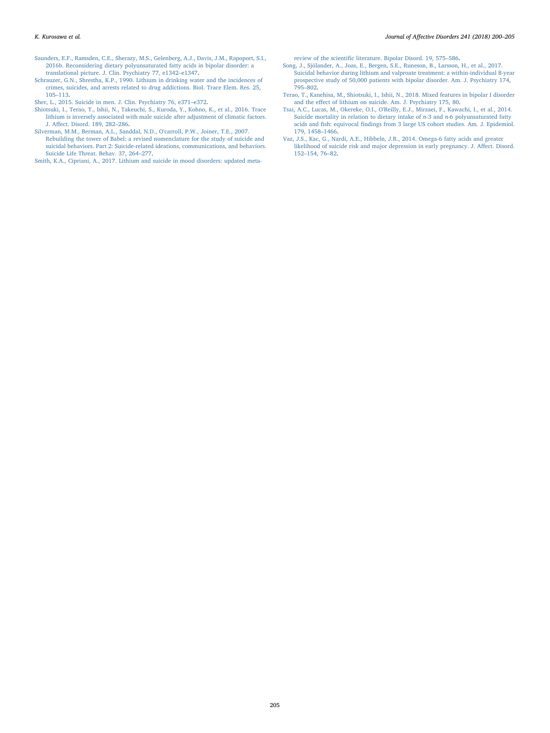Saunders, E.F., Ramsden, C.E., Sherazy, M.S., Gelenberg, A.J., Davis, J.M., Rapoport, S.I., 2016b. Reconsidering dietary polyunsaturated fatty acids in bipolar disorder: a translational picture. J. Clin. Psychiatry 77, e1342–e1347.

Schrauzer, G.N., Shrestha, K.P., 1990. Lithium in drinking water and the incidences of crimes, suicides, and arrests related to drug addictions. Biol. Trace Elem. Res. 25, 105–113.

Sher, L., 2015. Suicide in men. J. Clin. Psychiatry 76, e371–e372.

Shiotsuki, I., Terao, T., Ishii, N., Takeuchi, S., Kuroda, Y., Kohno, K., et al., 2016. Trace lithium is inversely associated with male suicide after adjustment of climatic factors. J. Affect. Disord. 189, 282–286.

Silverman, M.M., Berman, A.L., Sanddal, N.D., O'carroll, P.W., Joiner, T.E., 2007. Rebuilding the tower of Babel: a revised nomenclature for the study of suicide and suicidal behaviors. Part 2: Suicide-related ideations, communications, and behaviors. Suicide Life Threat. Behav. 37, 264–277.

Smith, K.A., Cipriani, A., 2017. Lithium and suicide in mood disorders: updated meta-review of the scientific literature. Bipolar Disord. 19, 575–586.

Song, J., Sjölander, A., Joas, E., Bergen, S.E., Runeson, B., Larsson, H., et al., 2017. Suicidal behavior during lithium and valproate treatment: a within-individual 8-year prospective study of 50,000 patients with bipolar disorder. Am. J. Psychiatry 174, 795–802.

Terao, T., Kanehisa, M., Shiotsuki, I., Ishii, N., 2018. Mixed features in bipolar I disorder and the effect of lithium on suicide. Am. J. Psychiatry 175, 80.

Tsai, A.C., Lucas, M., Okereke, O.I., O'Reilly, E.J., Mirzaei, F., Kawachi, I., et al., 2014. Suicide mortality in relation to dietary intake of *n*-3 and *n*-6 polyunsaturated fatty acids and fish: equivocal findings from 3 large US cohort studies. Am. J. Epidemiol. 179, 1458–1466.

Vaz, J.S., Kac, G., Nardi, A.E., Hibbeln, J.R., 2014. Omega-6 fatty acids and greater likelihood of suicide risk and major depression in early pregnancy. J. Affect. Disord. 152–154, 76–82.